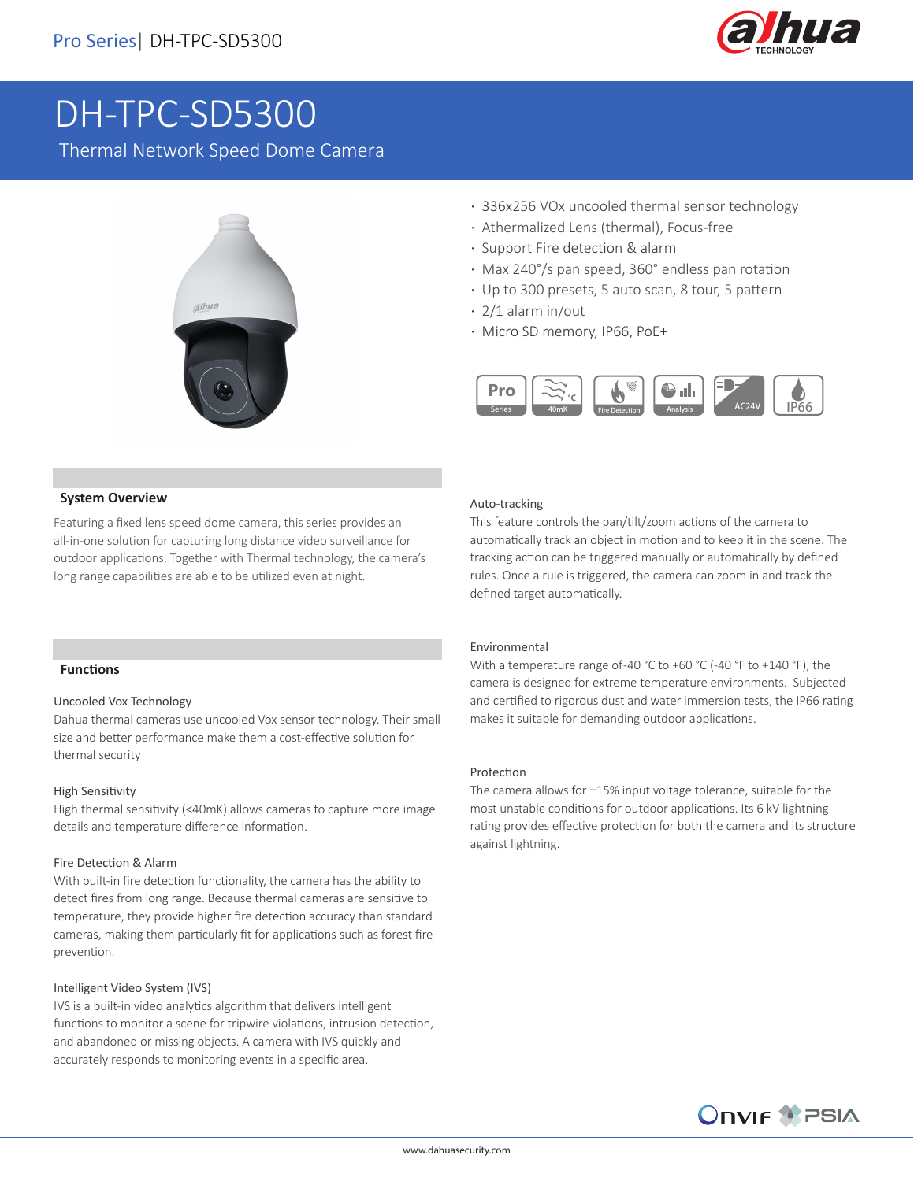# DH-TPC-SD5300

## Thermal Network Speed Dome Camera

- 336x256 VOx uncooled thermal sensor technology
- Athermalized Lens (thermal), Focus-free
- Support Fire detection & alarm
- Max 240°/s pan speed, 360° endless pan rotation
- Up to 300 presets, 5 auto scan, 8 tour, 5 pattern
- 2/1 alarm in/out
- Micro SD memory, IP66, PoE+

Pro Series | 40mK | Fire Detection | Analysis | AC24V | IP66

### System Overview

Featuring a fixed lens speed dome camera, this series provides an all-in-one solution for capturing long distance video surveillance for outdoor applications. Together with Thermal technology, the camera's long range capabilities are able to be utilized even at night.

### Functions

**Uncooled Vox Technology**

Dahua thermal cameras use uncooled Vox sensor technology. Their small size and better performance make them a cost-effective solution for thermal security

**High Sensitivity**

High thermal sensitivity (<40mK) allows cameras to capture more image details and temperature difference information.

**Fire Detection & Alarm**

With built-in fire detection functionality, the camera has the ability to detect fires from long range. Because thermal cameras are sensitive to temperature, they provide higher fire detection accuracy than standard cameras, making them particularly fit for applications such as forest fire prevention.

**Intelligent Video System (IVS)**

IVS is a built-in video analytics algorithm that delivers intelligent functions to monitor a scene for tripwire violations, intrusion detection, and abandoned or missing objects. A camera with IVS quickly and accurately responds to monitoring events in a specific area.

**Auto-tracking**

This feature controls the pan/tilt/zoom actions of the camera to automatically track an object in motion and to keep it in the scene. The tracking action can be triggered manually or automatically by defined rules. Once a rule is triggered, the camera can zoom in and track the defined target automatically.

**Environmental**

With a temperature range of-40 °C to +60 °C (-40 °F to +140 °F), the camera is designed for extreme temperature environments. Subjected and certified to rigorous dust and water immersion tests, the IP66 rating makes it suitable for demanding outdoor applications.

**Protection**

The camera allows for ±15% input voltage tolerance, suitable for the most unstable conditions for outdoor applications. Its 6 kV lightning rating provides effective protection for both the camera and its structure against lightning.

ONVIF PSIA

www.dahuasecurity.com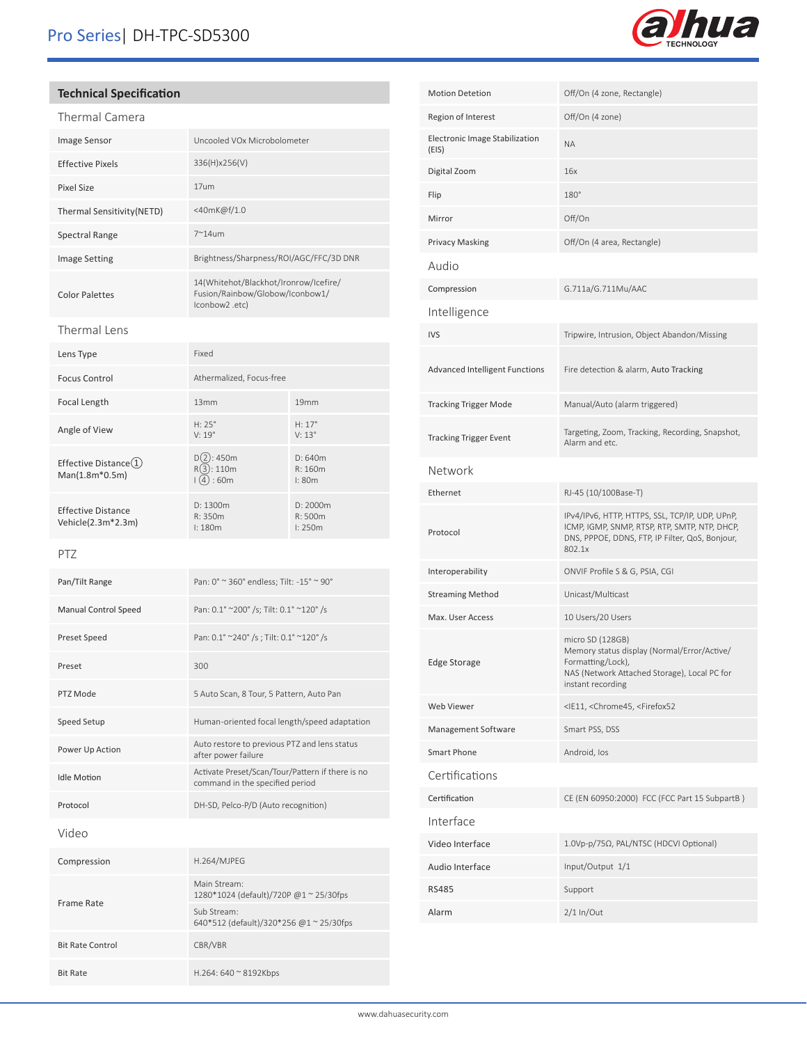## Technical Specification

### Thermal Camera

| | |
|---|---|
| Image Sensor | Uncooled VOx Microbolometer |
| Effective Pixels | 336(H)x256(V) |
| Pixel Size | 17um |
| Thermal Sensitivity(NETD) | <40mK@f/1.0 |
| Spectral Range | 7~14um |
| Image Setting | Brightness/Sharpness/ROI/AGC/FFC/3D DNR |
| Color Palettes | 14(Whitehot/Blackhot/Ironrow/Icefire/ Fusion/Rainbow/Globow/Iconbow1/ Iconbow2 .etc) |

### Thermal Lens

| | | |
|---|---|---|
| Lens Type | Fixed | |
| Focus Control | Athermalized, Focus-free | |
| Focal Length | 13mm | 19mm |
| Angle of View | H: 25°<br>V: 19° | H: 17°<br>V: 13° |
| Effective Distance(1) Man(1.8m*0.5m) | D(2): 450m<br>R(3): 110m<br>I (4) : 60m | D: 640m<br>R: 160m<br>I: 80m |
| Effective Distance Vehicle(2.3m*2.3m) | D: 1300m<br>R: 350m<br>I: 180m | D: 2000m<br>R: 500m<br>I: 250m |

### PTZ

| | |
|---|---|
| Pan/Tilt Range | Pan: 0° ~ 360° endless; Tilt: -15° ~ 90° |
| Manual Control Speed | Pan: 0.1° ~200° /s; Tilt: 0.1° ~120° /s |
| Preset Speed | Pan: 0.1° ~240° /s ; Tilt: 0.1° ~120° /s |
| Preset | 300 |
| PTZ Mode | 5 Auto Scan, 8 Tour, 5 Pattern, Auto Pan |
| Speed Setup | Human-oriented focal length/speed adaptation |
| Power Up Action | Auto restore to previous PTZ and lens status after power failure |
| Idle Motion | Activate Preset/Scan/Tour/Pattern if there is no command in the specified period |
| Protocol | DH-SD, Pelco-P/D (Auto recognition) |

### Video

| | |
|---|---|
| Compression | H.264/MJPEG |
| Frame Rate | Main Stream: 1280*1024 (default)/720P @1 ~ 25/30fps<br>Sub Stream: 640*512 (default)/320*256 @1 ~ 25/30fps |
| Bit Rate Control | CBR/VBR |
| Bit Rate | H.264: 640 ~ 8192Kbps |
| Motion Detetion | Off/On (4 zone, Rectangle) |
| Region of Interest | Off/On (4 zone) |
| Electronic Image Stabilization (EIS) | NA |
| Digital Zoom | 16x |
| Flip | 180° |
| Mirror | Off/On |
| Privacy Masking | Off/On (4 area, Rectangle) |

### Audio

| | |
|---|---|
| Compression | G.711a/G.711Mu/AAC |

### Intelligence

| | |
|---|---|
| IVS | Tripwire, Intrusion, Object Abandon/Missing |
| Advanced Intelligent Functions | Fire detection & alarm, Auto Tracking |
| Tracking Trigger Mode | Manual/Auto (alarm triggered) |
| Tracking Trigger Event | Targeting, Zoom, Tracking, Recording, Snapshot, Alarm and etc. |

### Network

| | |
|---|---|
| Ethernet | RJ-45 (10/100Base-T) |
| Protocol | IPv4/IPv6, HTTP, HTTPS, SSL, TCP/IP, UDP, UPnP, ICMP, IGMP, SNMP, RTSP, RTP, SMTP, NTP, DHCP, DNS, PPPOE, DDNS, FTP, IP Filter, QoS, Bonjour, 802.1x |
| Interoperability | ONVIF Profile S & G, PSIA, CGI |
| Streaming Method | Unicast/Multicast |
| Max. User Access | 10 Users/20 Users |
| Edge Storage | micro SD (128GB)<br>Memory status display (Normal/Error/Active/ Formatting/Lock),<br>NAS (Network Attached Storage), Local PC for instant recording |
| Web Viewer | <IE11, <Chrome45, <Firefox52 |
| Management Software | Smart PSS, DSS |
| Smart Phone | Android, Ios |

### Certifications

| | |
|---|---|
| Certification | CE (EN 60950:2000) FCC (FCC Part 15 SubpartB ) |

### Interface

| | |
|---|---|
| Video Interface | 1.0Vp-p/75Ω, PAL/NTSC (HDCVI Optional) |
| Audio Interface | Input/Output 1/1 |
| RS485 | Support |
| Alarm | 2/1 In/Out |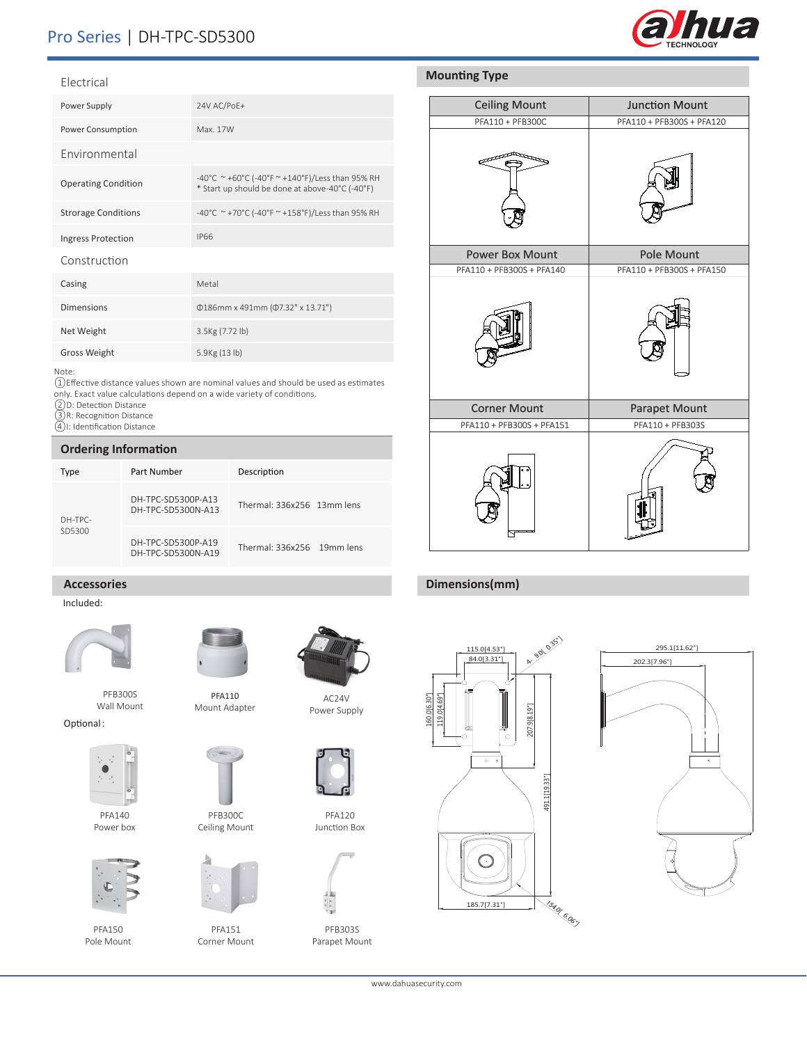## Electrical

| | |
|---|---|
| Power Supply | 24V AC/PoE+ |
| Power Consumption | Max. 17W |

## Environmental

| | |
|---|---|
| Operating Condition | -40°C ~+60°C (-40°F ~+140°F)/Less than 95% RH<br>* Start up should be done at above-40°C (-40°F) |
| Strorage Conditions | -40°C ~+70°C (-40°F ~+158°F)/Less than 95% RH |
| Ingress Protection | IP66 |

## Construction

| | |
|---|---|
| Casing | Metal |
| Dimensions | Φ186mm x 491mm (Φ7.32" x 13.71") |
| Net Weight | 3.5Kg (7.72 lb) |
| Gross Weight | 5.9Kg (13 lb) |

Note:
①Effective distance values shown are nominal values and should be used as estimates only. Exact value calculations depend on a wide variety of conditions.
②D: Detection Distance
③R: Recognition Distance
④I: Identification Distance

## Ordering Information

| Type | Part Number | Description |
|---|---|---|
| DH-TPC-SD5300 | DH-TPC-SD5300P-A13<br>DH-TPC-SD5300N-A13 | Thermal: 336x256 13mm lens |
| | DH-TPC-SD5300P-A19<br>DH-TPC-SD5300N-A19 | Thermal: 336x256 19mm lens |

## Accessories

Included:

PFB300S
Wall Mount

PFA110
Mount Adapter

AC24V
Power Supply

Optional:

PFA140
Power box

PFB300C
Ceiling Mount

PFA120
Junction Box

PFA150
Pole Mount

PFA151
Corner Mount

PFB303S
Parapet Mount

## Mounting Type

| Ceiling Mount | Junction Mount |
|---|---|
| PFA110 + PFB300C | PFA110 + PFB300S + PFA120 |

| Power Box Mount | Pole Mount |
|---|---|
| PFA110 + PFB300S + PFA140 | PFA110 + PFB300S + PFA150 |

| Corner Mount | Parapet Mount |
|---|---|
| PFA110 + PFB300S + PFA151 | PFA110 + PFB303S |

## Dimensions(mm)

115.0[4.53"]
84.0[3.31"]
4- 9.0[ 0.35"]
160.0[6.30"]
119.0[4.69"]
207.9[8.19"]
491.1[19.33"]
185.7[7.31"]
154.0[ 6.06"]
295.1[11.62"]
202.3[7.96"]

www.dahuasecurity.com